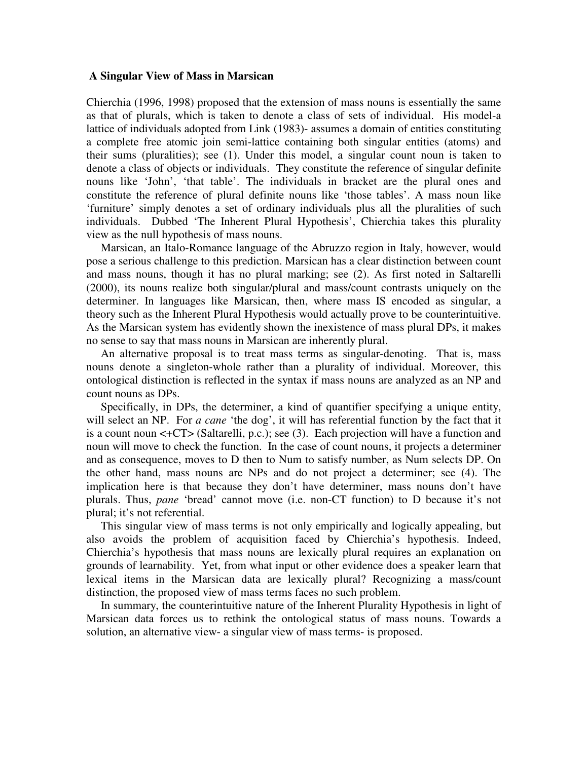**A Singular View of Mass in Marsican**

Chierchia (1996, 1998) proposed that the extension of mass nouns is essentially the same as that of plurals, which is taken to denote a class of sets of individual. His model-a lattice of individuals adopted from Link (1983)- assumes a domain of entities constituting a complete free atomic join semi-lattice containing both singular entities (atoms) and their sums (pluralities); see (1). Under this model, a singular count noun is taken to denote a class of objects or individuals. They constitute the reference of singular definite nouns like 'John', 'that table'. The individuals in bracket are the plural ones and constitute the reference of plural definite nouns like 'those tables'. A mass noun like 'furniture' simply denotes a set of ordinary individuals plus all the pluralities of such individuals. Dubbed 'The Inherent Plural Hypothesis', Chierchia takes this plurality view as the null hypothesis of mass nouns.

Marsican, an Italo-Romance language of the Abruzzo region in Italy, however, would pose a serious challenge to this prediction. Marsican has a clear distinction between count and mass nouns, though it has no plural marking; see (2). As first noted in Saltarelli (2000), its nouns realize both singular/plural and mass/count contrasts uniquely on the determiner. In languages like Marsican, then, where mass IS encoded as singular, a theory such as the Inherent Plural Hypothesis would actually prove to be counterintuitive. As the Marsican system has evidently shown the inexistence of mass plural DPs, it makes no sense to say that mass nouns in Marsican are inherently plural.

An alternative proposal is to treat mass terms as singular-denoting. That is, mass nouns denote a singleton-whole rather than a plurality of individual. Moreover, this ontological distinction is reflected in the syntax if mass nouns are analyzed as an NP and count nouns as DPs.

Specifically, in DPs, the determiner, a kind of quantifier specifying a unique entity, will select an NP. For *a cane* 'the dog', it will has referential function by the fact that it is a count noun <+CT> (Saltarelli, p.c.); see (3). Each projection will have a function and noun will move to check the function. In the case of count nouns, it projects a determiner and as consequence, moves to D then to Num to satisfy number, as Num selects DP. On the other hand, mass nouns are NPs and do not project a determiner; see (4). The implication here is that because they don't have determiner, mass nouns don't have plurals. Thus, *pane* 'bread' cannot move (i.e. non-CT function) to D because it's not plural; it's not referential.

This singular view of mass terms is not only empirically and logically appealing, but also avoids the problem of acquisition faced by Chierchia's hypothesis. Indeed, Chierchia's hypothesis that mass nouns are lexically plural requires an explanation on grounds of learnability. Yet, from what input or other evidence does a speaker learn that lexical items in the Marsican data are lexically plural? Recognizing a mass/count distinction, the proposed view of mass terms faces no such problem.

In summary, the counterintuitive nature of the Inherent Plurality Hypothesis in light of Marsican data forces us to rethink the ontological status of mass nouns. Towards a solution, an alternative view- a singular view of mass terms- is proposed.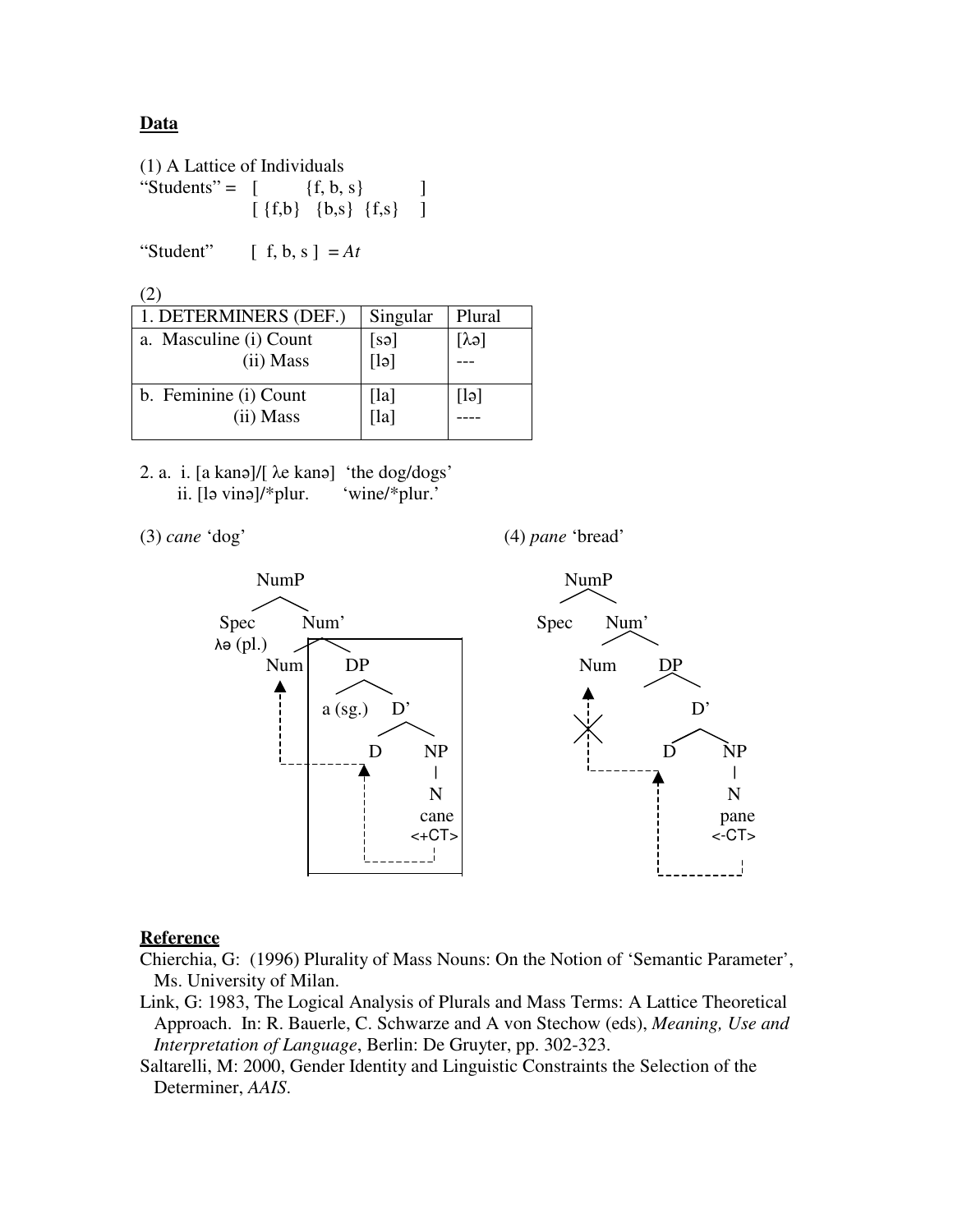**Data**

(1) A Lattice of Individuals

"Students" = [ {f, b, s} ]
[ {f,b} {b,s} {f,s} ]

"Student" [ f, b, s ] = *At*

(2)

| 1. DETERMINERS (DEF.) | Singular | Plural |
|---|---|---|
| a. Masculine (i) Count | [sə] | [λə] |
| (ii) Mass | [lə] | --- |
| b. Feminine (i) Count | [la] | [lə] |
| (ii) Mass | [la] | ---- |

2. a. i. [a kanə]/[ λe kanə] 'the dog/dogs'
ii. [lə vinə]/*plur. 'wine/*plur.'

(3) *cane* 'dog'

NumP
Spec
λə (pl.)
Num'
Num
DP
a (sg.)
D'
D
NP
N
cane
<+CT>

(4) *pane* 'bread'

NumP
Spec
Num'
Num
DP
D'
D
NP
N
pane
<-CT>

**Reference**

Chierchia, G: (1996) Plurality of Mass Nouns: On the Notion of 'Semantic Parameter', Ms. University of Milan.

Link, G: 1983, The Logical Analysis of Plurals and Mass Terms: A Lattice Theoretical Approach. In: R. Bauerle, C. Schwarze and A von Stechow (eds), *Meaning, Use and Interpretation of Language*, Berlin: De Gruyter, pp. 302-323.

Saltarelli, M: 2000, Gender Identity and Linguistic Constraints the Selection of the Determiner, *AAIS*.